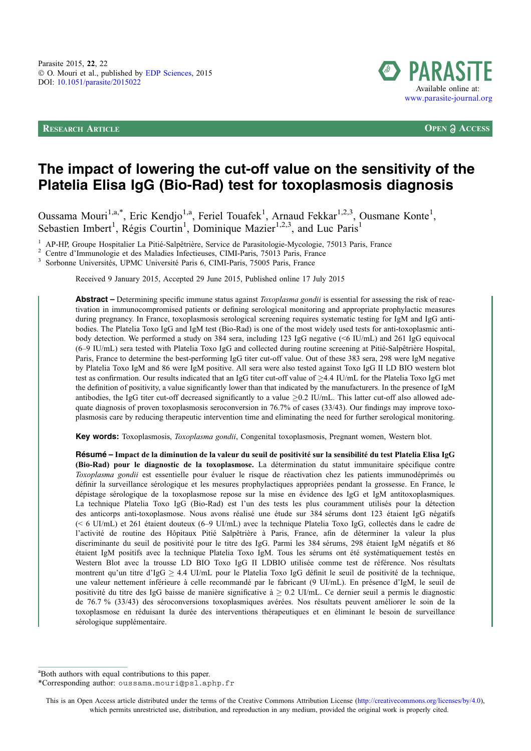Parasite 2015, 22, 22
© O. Mouri et al., published by EDP Sciences, 2015
DOI: 10.1051/parasite/2015022

Available online at:
www.parasite-journal.org

**Research Article** **Open Access**

# The impact of lowering the cut-off value on the sensitivity of the Platelia Elisa IgG (Bio-Rad) test for toxoplasmosis diagnosis

Oussama Mouri[1,a,*], Eric Kendjo[1,a], Feriel Touafek[1], Arnaud Fekkar[1,2,3], Ousmane Konte[1], Sebastien Imbert[1], Régis Courtin[1], Dominique Mazier[1,2,3], and Luc Paris[1]

[1] AP-HP, Groupe Hospitalier La Pitié-Salpêtrière, Service de Parasitologie-Mycologie, 75013 Paris, France
[2] Centre d'Immunologie et des Maladies Infectieuses, CIMI-Paris, 75013 Paris, France
[3] Sorbonne Universités, UPMC Université Paris 6, CIMI-Paris, 75005 Paris, France

Received 9 January 2015, Accepted 29 June 2015, Published online 17 July 2015

**Abstract –** Determining specific immune status against *Toxoplasma gondii* is essential for assessing the risk of reactivation in immunocompromised patients or defining serological monitoring and appropriate prophylactic measures during pregnancy. In France, toxoplasmosis serological screening requires systematic testing for IgM and IgG antibodies. The Platelia Toxo IgG and IgM test (Bio-Rad) is one of the most widely used tests for anti-toxoplasmic antibody detection. We performed a study on 384 sera, including 123 IgG negative (<6 IU/mL) and 261 IgG equivocal (6–9 IU/mL) sera tested with Platelia Toxo IgG and collected during routine screening at Pitié-Salpêtrière Hospital, Paris, France to determine the best-performing IgG titer cut-off value. Out of these 383 sera, 298 were IgM negative by Platelia Toxo IgM and 86 were IgM positive. All sera were also tested against Toxo IgG II LD BIO western blot test as confirmation. Our results indicated that an IgG titer cut-off value of $\geq$4.4 IU/mL for the Platelia Toxo IgG met the definition of positivity, a value significantly lower than that indicated by the manufacturers. In the presence of IgM antibodies, the IgG titer cut-off decreased significantly to a value $\geq$0.2 IU/mL. This latter cut-off also allowed adequate diagnosis of proven toxoplasmosis seroconversion in 76.7% of cases (33/43). Our findings may improve toxoplasmosis care by reducing therapeutic intervention time and eliminating the need for further serological monitoring.

**Key words:** Toxoplasmosis, *Toxoplasma gondii*, Congenital toxoplasmosis, Pregnant women, Western blot.

**Résumé – Impact de la diminution de la valeur du seuil de positivité sur la sensibilité du test Platelia Elisa IgG (Bio-Rad) pour le diagnostic de la toxoplasmose.** La détermination du statut immunitaire spécifique contre *Toxoplasma gondii* est essentielle pour évaluer le risque de réactivation chez les patients immunodéprimés ou définir la surveillance sérologique et les mesures prophylactiques appropriées pendant la grossesse. En France, le dépistage sérologique de la toxoplasmose repose sur la mise en évidence des IgG et IgM antitoxoplasmiques. La technique Platelia Toxo IgG (Bio-Rad) est l'un des tests les plus couramment utilisés pour la détection des anticorps anti-toxoplasmose. Nous avons réalisé une étude sur 384 sérums dont 123 étaient IgG négatifs (< 6 UI/mL) et 261 étaient douteux (6–9 UI/mL) avec la technique Platelia Toxo IgG, collectés dans le cadre de l'activité de routine des Hôpitaux Pitié Salpêtrière à Paris, France, afin de déterminer la valeur la plus discriminante du seuil de positivité pour le titre des IgG. Parmi les 384 sérums, 298 étaient IgM négatifs et 86 étaient IgM positifs avec la technique Platelia Toxo IgM. Tous les sérums ont été systématiquement testés en Western Blot avec la trousse LD BIO Toxo IgG II LDBIO utilisée comme test de référence. Nos résultats montrent qu'un titre d'IgG $\geq$ 4.4 UI/mL pour le Platelia Toxo IgG définit le seuil de positivité de la technique, une valeur nettement inférieure à celle recommandé par le fabricant (9 UI/mL). En présence d'IgM, le seuil de positivité du titre des IgG baisse de manière significative à $\geq$ 0.2 UI/mL. Ce dernier seuil a permis le diagnostic de 76.7 % (33/43) des séroconversions toxoplasmiques avérées. Nos résultats peuvent améliorer le soin de la toxoplasmose en réduisant la durée des interventions thérapeutiques et en éliminant le besoin de surveillance sérologique supplémentaire.

[a] Both authors with equal contributions to this paper.
*Corresponding author: oussama.mouri@psl.aphp.fr

This is an Open Access article distributed under the terms of the Creative Commons Attribution License (http://creativecommons.org/licenses/by/4.0), which permits unrestricted use, distribution, and reproduction in any medium, provided the original work is properly cited.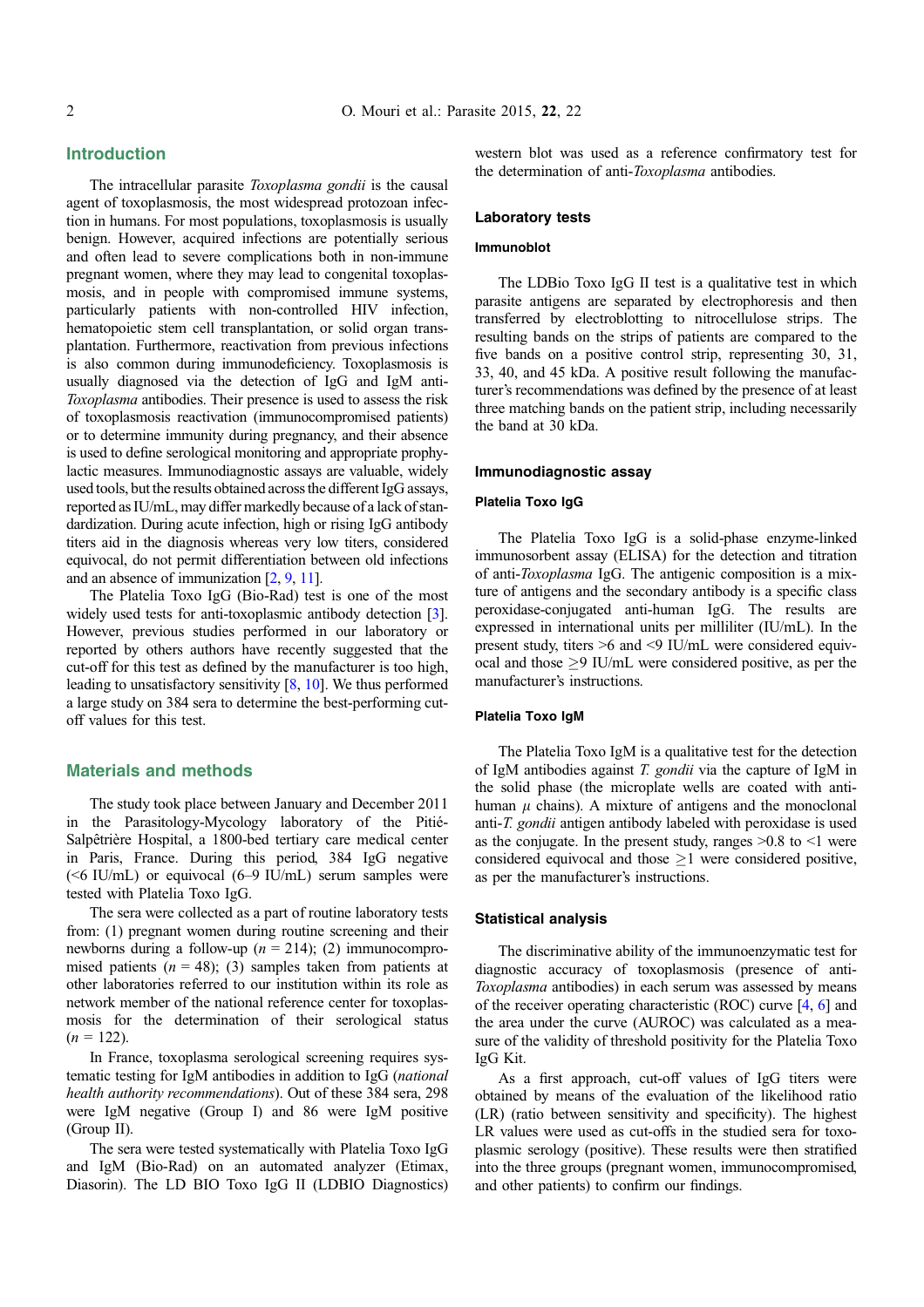## Introduction

The intracellular parasite *Toxoplasma gondii* is the causal agent of toxoplasmosis, the most widespread protozoan infection in humans. For most populations, toxoplasmosis is usually benign. However, acquired infections are potentially serious and often lead to severe complications both in non-immune pregnant women, where they may lead to congenital toxoplasmosis, and in people with compromised immune systems, particularly patients with non-controlled HIV infection, hematopoietic stem cell transplantation, or solid organ transplantation. Furthermore, reactivation from previous infections is also common during immunodeficiency. Toxoplasmosis is usually diagnosed via the detection of IgG and IgM anti-*Toxoplasma* antibodies. Their presence is used to assess the risk of toxoplasmosis reactivation (immunocompromised patients) or to determine immunity during pregnancy, and their absence is used to define serological monitoring and appropriate prophylactic measures. Immunodiagnostic assays are valuable, widely used tools, but the results obtained across the different IgG assays, reported as IU/mL, may differ markedly because of a lack of standardization. During acute infection, high or rising IgG antibody titers aid in the diagnosis whereas very low titers, considered equivocal, do not permit differentiation between old infections and an absence of immunization [2, 9, 11].

The Platelia Toxo IgG (Bio-Rad) test is one of the most widely used tests for anti-toxoplasmic antibody detection [3]. However, previous studies performed in our laboratory or reported by others authors have recently suggested that the cut-off for this test as defined by the manufacturer is too high, leading to unsatisfactory sensitivity [8, 10]. We thus performed a large study on 384 sera to determine the best-performing cut-off values for this test.

## Materials and methods

The study took place between January and December 2011 in the Parasitology-Mycology laboratory of the Pitié-Salpêtrière Hospital, a 1800-bed tertiary care medical center in Paris, France. During this period, 384 IgG negative (<6 IU/mL) or equivocal (6–9 IU/mL) serum samples were tested with Platelia Toxo IgG.

The sera were collected as a part of routine laboratory tests from: (1) pregnant women during routine screening and their newborns during a follow-up ($n = 214$); (2) immunocompromised patients ($n = 48$); (3) samples taken from patients at other laboratories referred to our institution within its role as network member of the national reference center for toxoplasmosis for the determination of their serological status ($n = 122$).

In France, toxoplasma serological screening requires systematic testing for IgM antibodies in addition to IgG (*national health authority recommendations*). Out of these 384 sera, 298 were IgM negative (Group I) and 86 were IgM positive (Group II).

The sera were tested systematically with Platelia Toxo IgG and IgM (Bio-Rad) on an automated analyzer (Etimax, Diasorin). The LD BIO Toxo IgG II (LDBIO Diagnostics) western blot was used as a reference confirmatory test for the determination of anti-*Toxoplasma* antibodies.

### Laboratory tests

#### Immunoblot

The LDBio Toxo IgG II test is a qualitative test in which parasite antigens are separated by electrophoresis and then transferred by electroblotting to nitrocellulose strips. The resulting bands on the strips of patients are compared to the five bands on a positive control strip, representing 30, 31, 33, 40, and 45 kDa. A positive result following the manufacturer's recommendations was defined by the presence of at least three matching bands on the patient strip, including necessarily the band at 30 kDa.

### Immunodiagnostic assay

#### Platelia Toxo IgG

The Platelia Toxo IgG is a solid-phase enzyme-linked immunosorbent assay (ELISA) for the detection and titration of anti-*Toxoplasma* IgG. The antigenic composition is a mixture of antigens and the secondary antibody is a specific class peroxidase-conjugated anti-human IgG. The results are expressed in international units per milliliter (IU/mL). In the present study, titers >6 and <9 IU/mL were considered equivocal and those ≥9 IU/mL were considered positive, as per the manufacturer's instructions.

#### Platelia Toxo IgM

The Platelia Toxo IgM is a qualitative test for the detection of IgM antibodies against *T. gondii* via the capture of IgM in the solid phase (the microplate wells are coated with anti-human $\mu$ chains). A mixture of antigens and the monoclonal anti-*T. gondii* antigen antibody labeled with peroxidase is used as the conjugate. In the present study, ranges >0.8 to <1 were considered equivocal and those ≥1 were considered positive, as per the manufacturer's instructions.

### Statistical analysis

The discriminative ability of the immunoenzymatic test for diagnostic accuracy of toxoplasmosis (presence of anti-*Toxoplasma* antibodies) in each serum was assessed by means of the receiver operating characteristic (ROC) curve [4, 6] and the area under the curve (AUROC) was calculated as a measure of the validity of threshold positivity for the Platelia Toxo IgG Kit.

As a first approach, cut-off values of IgG titers were obtained by means of the evaluation of the likelihood ratio (LR) (ratio between sensitivity and specificity). The highest LR values were used as cut-offs in the studied sera for toxoplasmic serology (positive). These results were then stratified into the three groups (pregnant women, immunocompromised, and other patients) to confirm our findings.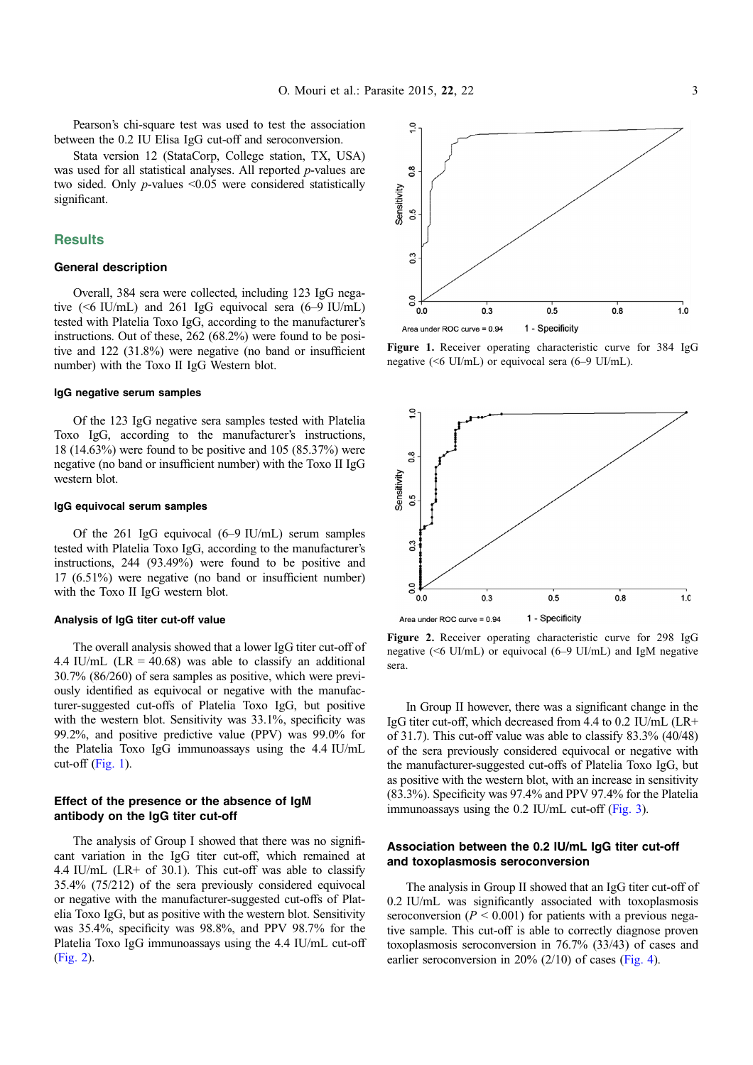Pearson's chi-square test was used to test the association between the 0.2 IU Elisa IgG cut-off and seroconversion.

Stata version 12 (StataCorp, College station, TX, USA) was used for all statistical analyses. All reported *p*-values are two sided. Only *p*-values <0.05 were considered statistically significant.

## Results

### General description

Overall, 384 sera were collected, including 123 IgG negative (<6 IU/mL) and 261 IgG equivocal sera (6–9 IU/mL) tested with Platelia Toxo IgG, according to the manufacturer's instructions. Out of these, 262 (68.2%) were found to be positive and 122 (31.8%) were negative (no band or insufficient number) with the Toxo II IgG Western blot.

#### IgG negative serum samples

Of the 123 IgG negative sera samples tested with Platelia Toxo IgG, according to the manufacturer's instructions, 18 (14.63%) were found to be positive and 105 (85.37%) were negative (no band or insufficient number) with the Toxo II IgG western blot.

#### IgG equivocal serum samples

Of the 261 IgG equivocal (6–9 IU/mL) serum samples tested with Platelia Toxo IgG, according to the manufacturer's instructions, 244 (93.49%) were found to be positive and 17 (6.51%) were negative (no band or insufficient number) with the Toxo II IgG western blot.

#### Analysis of IgG titer cut-off value

The overall analysis showed that a lower IgG titer cut-off of 4.4 IU/mL (LR = 40.68) was able to classify an additional 30.7% (86/260) of sera samples as positive, which were previously identified as equivocal or negative with the manufacturer-suggested cut-offs of Platelia Toxo IgG, but positive with the western blot. Sensitivity was 33.1%, specificity was 99.2%, and positive predictive value (PPV) was 99.0% for the Platelia Toxo IgG immunoassays using the 4.4 IU/mL cut-off (Fig. 1).

### Effect of the presence or the absence of IgM antibody on the IgG titer cut-off

The analysis of Group I showed that there was no significant variation in the IgG titer cut-off, which remained at 4.4 IU/mL (LR+ of 30.1). This cut-off was able to classify 35.4% (75/212) of the sera previously considered equivocal or negative with the manufacturer-suggested cut-offs of Platelia Toxo IgG, but as positive with the western blot. Sensitivity was 35.4%, specificity was 98.8%, and PPV 98.7% for the Platelia Toxo IgG immunoassays using the 4.4 IU/mL cut-off (Fig. 2).

Area under ROC curve = 0.94

**Figure 1.** Receiver operating characteristic curve for 384 IgG negative (<6 UI/mL) or equivocal sera (6–9 UI/mL).

Area under ROC curve = 0.94

**Figure 2.** Receiver operating characteristic curve for 298 IgG negative (<6 UI/mL) or equivocal (6–9 UI/mL) and IgM negative sera.

In Group II however, there was a significant change in the IgG titer cut-off, which decreased from 4.4 to 0.2 IU/mL (LR+ of 31.7). This cut-off value was able to classify 83.3% (40/48) of the sera previously considered equivocal or negative with the manufacturer-suggested cut-offs of Platelia Toxo IgG, but as positive with the western blot, with an increase in sensitivity (83.3%). Specificity was 97.4% and PPV 97.4% for the Platelia immunoassays using the 0.2 IU/mL cut-off (Fig. 3).

### Association between the 0.2 IU/mL IgG titer cut-off and toxoplasmosis seroconversion

The analysis in Group II showed that an IgG titer cut-off of 0.2 IU/mL was significantly associated with toxoplasmosis seroconversion ($P < 0.001$) for patients with a previous negative sample. This cut-off is able to correctly diagnose proven toxoplasmosis seroconversion in 76.7% (33/43) of cases and earlier seroconversion in 20% (2/10) of cases (Fig. 4).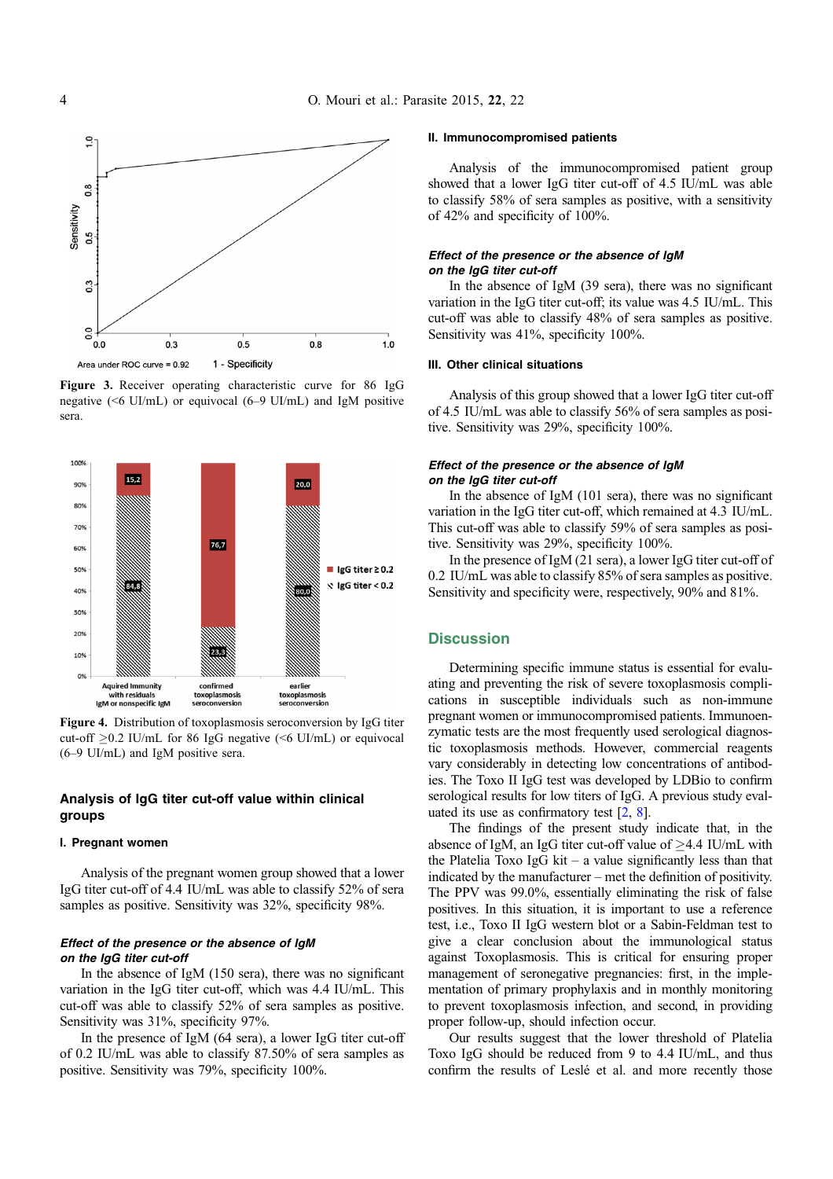Figure 3. Receiver operating characteristic curve for 86 IgG negative (<6 UI/mL) or equivocal (6–9 UI/mL) and IgM positive sera.

Figure 4. Distribution of toxoplasmosis seroconversion by IgG titer cut-off ≥0.2 IU/mL for 86 IgG negative (<6 UI/mL) or equivocal (6–9 UI/mL) and IgM positive sera.

## Analysis of IgG titer cut-off value within clinical groups

### I. Pregnant women

Analysis of the pregnant women group showed that a lower IgG titer cut-off of 4.4 IU/mL was able to classify 52% of sera samples as positive. Sensitivity was 32%, specificity 98%.

#### *Effect of the presence or the absence of IgM on the IgG titer cut-off*

In the absence of IgM (150 sera), there was no significant variation in the IgG titer cut-off, which was 4.4 IU/mL. This cut-off was able to classify 52% of sera samples as positive. Sensitivity was 31%, specificity 97%.

In the presence of IgM (64 sera), a lower IgG titer cut-off of 0.2 IU/mL was able to classify 87.50% of sera samples as positive. Sensitivity was 79%, specificity 100%.

### II. Immunocompromised patients

Analysis of the immunocompromised patient group showed that a lower IgG titer cut-off of 4.5 IU/mL was able to classify 58% of sera samples as positive, with a sensitivity of 42% and specificity of 100%.

#### *Effect of the presence or the absence of IgM on the IgG titer cut-off*

In the absence of IgM (39 sera), there was no significant variation in the IgG titer cut-off; its value was 4.5 IU/mL. This cut-off was able to classify 48% of sera samples as positive. Sensitivity was 41%, specificity 100%.

### III. Other clinical situations

Analysis of this group showed that a lower IgG titer cut-off of 4.5 IU/mL was able to classify 56% of sera samples as positive. Sensitivity was 29%, specificity 100%.

#### *Effect of the presence or the absence of IgM on the IgG titer cut-off*

In the absence of IgM (101 sera), there was no significant variation in the IgG titer cut-off, which remained at 4.3 IU/mL. This cut-off was able to classify 59% of sera samples as positive. Sensitivity was 29%, specificity 100%.

In the presence of IgM (21 sera), a lower IgG titer cut-off of 0.2 IU/mL was able to classify 85% of sera samples as positive. Sensitivity and specificity were, respectively, 90% and 81%.

## Discussion

Determining specific immune status is essential for evaluating and preventing the risk of severe toxoplasmosis complications in susceptible individuals such as non-immune pregnant women or immunocompromised patients. Immunoenzymatic tests are the most frequently used serological diagnostic toxoplasmosis methods. However, commercial reagents vary considerably in detecting low concentrations of antibodies. The Toxo II IgG test was developed by LDBio to confirm serological results for low titers of IgG. A previous study evaluated its use as confirmatory test [2, 8].

The findings of the present study indicate that, in the absence of IgM, an IgG titer cut-off value of ≥4.4 IU/mL with the Platelia Toxo IgG kit – a value significantly less than that indicated by the manufacturer – met the definition of positivity. The PPV was 99.0%, essentially eliminating the risk of false positives. In this situation, it is important to use a reference test, i.e., Toxo II IgG western blot or a Sabin-Feldman test to give a clear conclusion about the immunological status against Toxoplasmosis. This is critical for ensuring proper management of seronegative pregnancies: first, in the implementation of primary prophylaxis and in monthly monitoring to prevent toxoplasmosis infection, and second, in providing proper follow-up, should infection occur.

Our results suggest that the lower threshold of Platelia Toxo IgG should be reduced from 9 to 4.4 IU/mL, and thus confirm the results of Leslé et al. and more recently those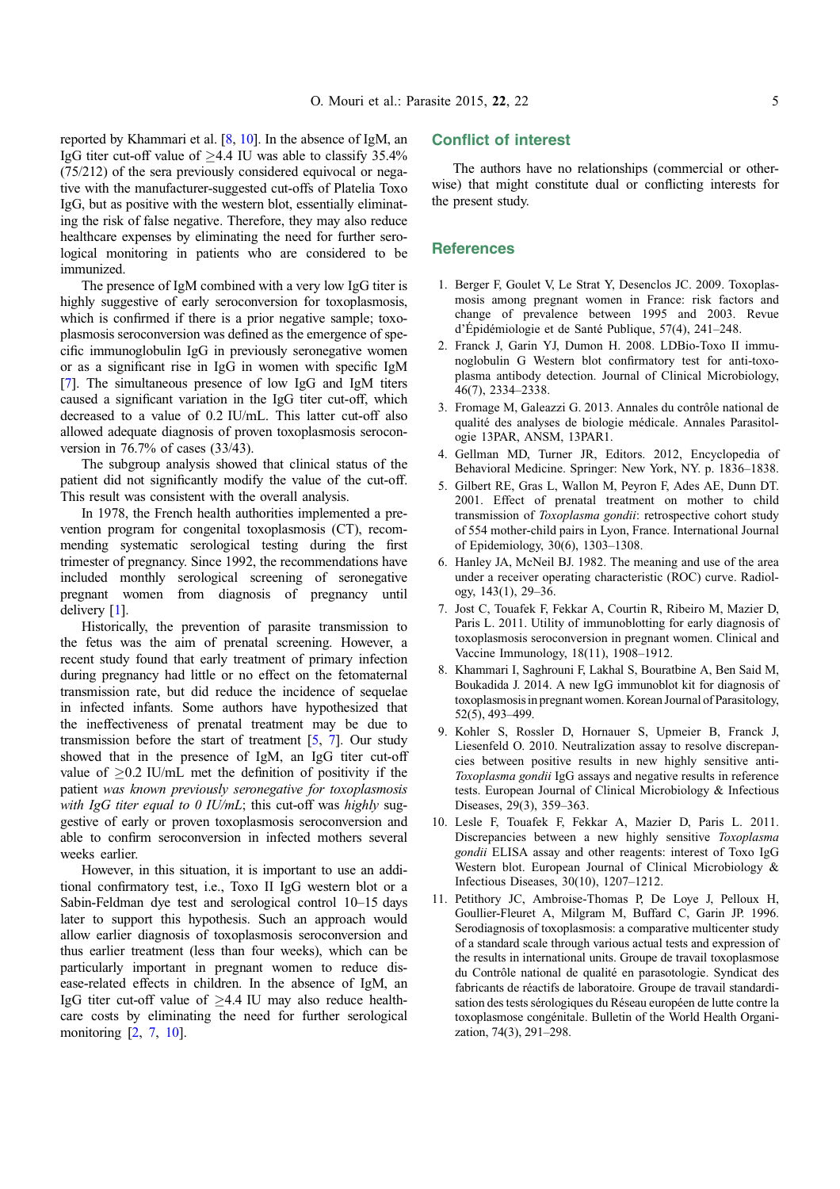reported by Khammari et al. [8, 10]. In the absence of IgM, an IgG titer cut-off value of $\geq$4.4 IU was able to classify 35.4% (75/212) of the sera previously considered equivocal or negative with the manufacturer-suggested cut-offs of Platelia Toxo IgG, but as positive with the western blot, essentially eliminating the risk of false negative. Therefore, they may also reduce healthcare expenses by eliminating the need for further serological monitoring in patients who are considered to be immunized.

The presence of IgM combined with a very low IgG titer is highly suggestive of early seroconversion for toxoplasmosis, which is confirmed if there is a prior negative sample; toxoplasmosis seroconversion was defined as the emergence of specific immunoglobulin IgG in previously seronegative women or as a significant rise in IgG in women with specific IgM [7]. The simultaneous presence of low IgG and IgM titers caused a significant variation in the IgG titer cut-off, which decreased to a value of 0.2 IU/mL. This latter cut-off also allowed adequate diagnosis of proven toxoplasmosis seroconversion in 76.7% of cases (33/43).

The subgroup analysis showed that clinical status of the patient did not significantly modify the value of the cut-off. This result was consistent with the overall analysis.

In 1978, the French health authorities implemented a prevention program for congenital toxoplasmosis (CT), recommending systematic serological testing during the first trimester of pregnancy. Since 1992, the recommendations have included monthly serological screening of seronegative pregnant women from diagnosis of pregnancy until delivery [1].

Historically, the prevention of parasite transmission to the fetus was the aim of prenatal screening. However, a recent study found that early treatment of primary infection during pregnancy had little or no effect on the fetomaternal transmission rate, but did reduce the incidence of sequelae in infected infants. Some authors have hypothesized that the ineffectiveness of prenatal treatment may be due to transmission before the start of treatment [5, 7]. Our study showed that in the presence of IgM, an IgG titer cut-off value of $\geq$0.2 IU/mL met the definition of positivity if the patient *was known previously seronegative for toxoplasmosis with IgG titer equal to 0 IU/mL*; this cut-off was *highly* suggestive of early or proven toxoplasmosis seroconversion and able to confirm seroconversion in infected mothers several weeks earlier.

However, in this situation, it is important to use an additional confirmatory test, i.e., Toxo II IgG western blot or a Sabin-Feldman dye test and serological control 10–15 days later to support this hypothesis. Such an approach would allow earlier diagnosis of toxoplasmosis seroconversion and thus earlier treatment (less than four weeks), which can be particularly important in pregnant women to reduce disease-related effects in children. In the absence of IgM, an IgG titer cut-off value of $\geq$4.4 IU may also reduce healthcare costs by eliminating the need for further serological monitoring [2, 7, 10].

## Conflict of interest

The authors have no relationships (commercial or otherwise) that might constitute dual or conflicting interests for the present study.

## References

1. Berger F, Goulet V, Le Strat Y, Desenclos JC. 2009. Toxoplasmosis among pregnant women in France: risk factors and change of prevalence between 1995 and 2003. Revue d'Épidémiologie et de Santé Publique, 57(4), 241–248.
2. Franck J, Garin YJ, Dumon H. 2008. LDBio-Toxo II immunoglobulin G Western blot confirmatory test for anti-toxoplasma antibody detection. Journal of Clinical Microbiology, 46(7), 2334–2338.
3. Fromage M, Galeazzi G. 2013. Annales du contrôle national de qualité des analyses de biologie médicale. Annales Parasitologie 13PAR, ANSM, 13PAR1.
4. Gellman MD, Turner JR, Editors. 2012, Encyclopedia of Behavioral Medicine. Springer: New York, NY. p. 1836–1838.
5. Gilbert RE, Gras L, Wallon M, Peyron F, Ades AE, Dunn DT. 2001. Effect of prenatal treatment on mother to child transmission of *Toxoplasma gondii*: retrospective cohort study of 554 mother-child pairs in Lyon, France. International Journal of Epidemiology, 30(6), 1303–1308.
6. Hanley JA, McNeil BJ. 1982. The meaning and use of the area under a receiver operating characteristic (ROC) curve. Radiology, 143(1), 29–36.
7. Jost C, Touafek F, Fekkar A, Courtin R, Ribeiro M, Mazier D, Paris L. 2011. Utility of immunoblotting for early diagnosis of toxoplasmosis seroconversion in pregnant women. Clinical and Vaccine Immunology, 18(11), 1908–1912.
8. Khammari I, Saghrouni F, Lakhal S, Bouratbine A, Ben Said M, Boukadida J. 2014. A new IgG immunoblot kit for diagnosis of toxoplasmosis in pregnant women. Korean Journal of Parasitology, 52(5), 493–499.
9. Kohler S, Rossler D, Hornauer S, Upmeier B, Franck J, Liesenfeld O. 2010. Neutralization assay to resolve discrepancies between positive results in new highly sensitive anti-*Toxoplasma gondii* IgG assays and negative results in reference tests. European Journal of Clinical Microbiology & Infectious Diseases, 29(3), 359–363.
10. Lesle F, Touafek F, Fekkar A, Mazier D, Paris L. 2011. Discrepancies between a new highly sensitive *Toxoplasma gondii* ELISA assay and other reagents: interest of Toxo IgG Western blot. European Journal of Clinical Microbiology & Infectious Diseases, 30(10), 1207–1212.
11. Petithory JC, Ambroise-Thomas P, De Loye J, Pelloux H, Goullier-Fleuret A, Milgram M, Buffard C, Garin JP. 1996. Serodiagnosis of toxoplasmosis: a comparative multicenter study of a standard scale through various actual tests and expression of the results in international units. Groupe de travail toxoplasmose du Contrôle national de qualité en parasotologie. Syndicat des fabricants de réactifs de laboratoire. Groupe de travail standardisation des tests sérologiques du Réseau européen de lutte contre la toxoplasmose congénitale. Bulletin of the World Health Organization, 74(3), 291–298.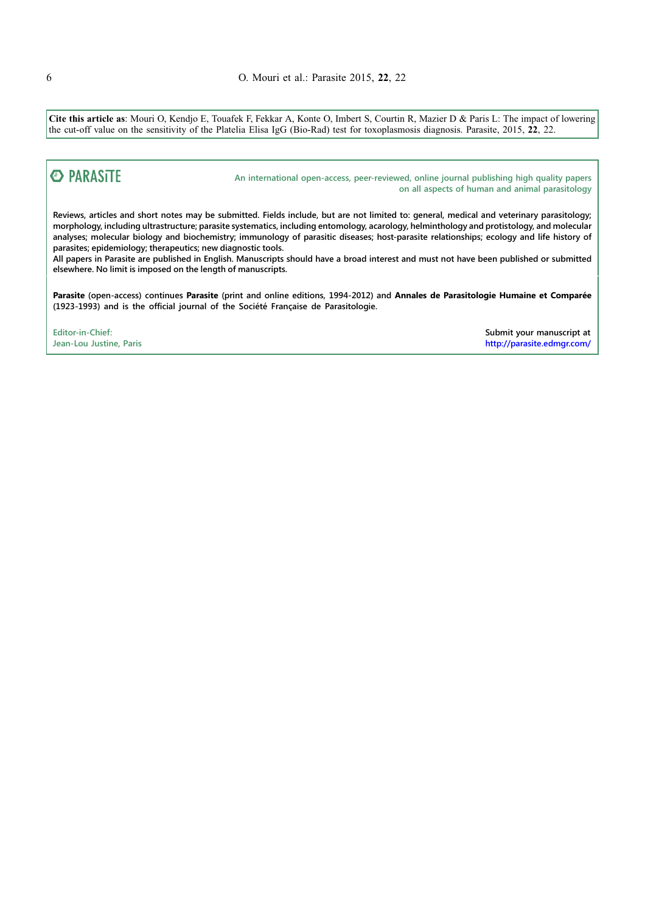**Cite this article as**: Mouri O, Kendjo E, Touafek F, Fekkar A, Konte O, Imbert S, Courtin R, Mazier D & Paris L: The impact of lowering the cut-off value on the sensitivity of the Platelia Elisa IgG (Bio-Rad) test for toxoplasmosis diagnosis. Parasite, 2015, **22**, 22.

**PARASiTE**

An international open-access, peer-reviewed, online journal publishing high quality papers on all aspects of human and animal parasitology

Reviews, articles and short notes may be submitted. Fields include, but are not limited to: general, medical and veterinary parasitology; morphology, including ultrastructure; parasite systematics, including entomology, acarology, helminthology and protistology, and molecular analyses; molecular biology and biochemistry; immunology of parasitic diseases; host-parasite relationships; ecology and life history of parasites; epidemiology; therapeutics; new diagnostic tools.

All papers in Parasite are published in English. Manuscripts should have a broad interest and must not have been published or submitted elsewhere. No limit is imposed on the length of manuscripts.

**Parasite** (open-access) continues **Parasite** (print and online editions, 1994-2012) and **Annales de Parasitologie Humaine et Comparée** (1923-1993) and is the official journal of the Société Française de Parasitologie.

Editor-in-Chief:
Jean-Lou Justine, Paris

Submit your manuscript at
http://parasite.edmgr.com/